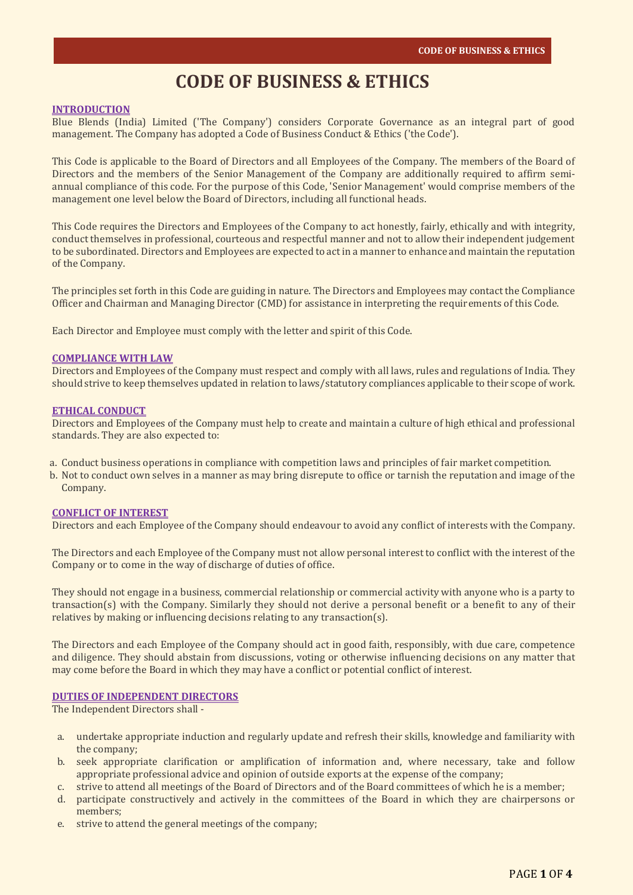# CODE OF BUSINESS & ETHICS

## INTRODUCTION

Blue Blends (India) Limited ('The Company') considers Corporate Governance as an integral part of good management. The Company has adopted a Code of Business Conduct & Ethics ('the Code').

This Code is applicable to the Board of Directors and all Employees of the Company. The members of the Board of Directors and the members of the Senior Management of the Company are additionally required to affirm semi-annual compliance of this code. For the purpose of this Code, 'Senior Management' would comprise members of the management one level below the Board of Directors, including all functional heads.

This Code requires the Directors and Employees of the Company to act honestly, fairly, ethically and with integrity, conduct themselves in professional, courteous and respectful manner and not to allow their independent judgement to be subordinated. Directors and Employees are expected to act in a manner to enhance and maintain the reputation of the Company.

The principles set forth in this Code are guiding in nature. The Directors and Employees may contact the Compliance Officer and Chairman and Managing Director (CMD) for assistance in interpreting the requirements of this Code.

Each Director and Employee must comply with the letter and spirit of this Code.

## COMPLIANCE WITH LAW

Directors and Employees of the Company must respect and comply with all laws, rules and regulations of India. They should strive to keep themselves updated in relation to laws/statutory compliances applicable to their scope of work.

## ETHICAL CONDUCT

Directors and Employees of the Company must help to create and maintain a culture of high ethical and professional standards. They are also expected to:

a. Conduct business operations in compliance with competition laws and principles of fair market competition.
b. Not to conduct own selves in a manner as may bring disrepute to office or tarnish the reputation and image of the Company.

## CONFLICT OF INTEREST

Directors and each Employee of the Company should endeavour to avoid any conflict of interests with the Company.

The Directors and each Employee of the Company must not allow personal interest to conflict with the interest of the Company or to come in the way of discharge of duties of office.

They should not engage in a business, commercial relationship or commercial activity with anyone who is a party to transaction(s) with the Company. Similarly they should not derive a personal benefit or a benefit to any of their relatives by making or influencing decisions relating to any transaction(s).

The Directors and each Employee of the Company should act in good faith, responsibly, with due care, competence and diligence. They should abstain from discussions, voting or otherwise influencing decisions on any matter that may come before the Board in which they may have a conflict or potential conflict of interest.

## DUTIES OF INDEPENDENT DIRECTORS

The Independent Directors shall -

a. undertake appropriate induction and regularly update and refresh their skills, knowledge and familiarity with the company;
b. seek appropriate clarification or amplification of information and, where necessary, take and follow appropriate professional advice and opinion of outside exports at the expense of the company;
c. strive to attend all meetings of the Board of Directors and of the Board committees of which he is a member;
d. participate constructively and actively in the committees of the Board in which they are chairpersons or members;
e. strive to attend the general meetings of the company;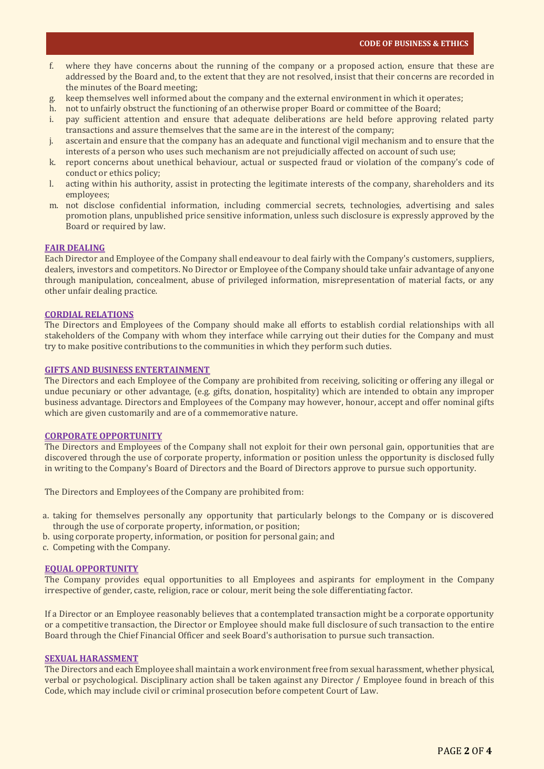f. where they have concerns about the running of the company or a proposed action, ensure that these are addressed by the Board and, to the extent that they are not resolved, insist that their concerns are recorded in the minutes of the Board meeting;
g. keep themselves well informed about the company and the external environment in which it operates;
h. not to unfairly obstruct the functioning of an otherwise proper Board or committee of the Board;
i. pay sufficient attention and ensure that adequate deliberations are held before approving related party transactions and assure themselves that the same are in the interest of the company;
j. ascertain and ensure that the company has an adequate and functional vigil mechanism and to ensure that the interests of a person who uses such mechanism are not prejudicially affected on account of such use;
k. report concerns about unethical behaviour, actual or suspected fraud or violation of the company's code of conduct or ethics policy;
l. acting within his authority, assist in protecting the legitimate interests of the company, shareholders and its employees;
m. not disclose confidential information, including commercial secrets, technologies, advertising and sales promotion plans, unpublished price sensitive information, unless such disclosure is expressly approved by the Board or required by law.

## FAIR DEALING

Each Director and Employee of the Company shall endeavour to deal fairly with the Company's customers, suppliers, dealers, investors and competitors. No Director or Employee of the Company should take unfair advantage of anyone through manipulation, concealment, abuse of privileged information, misrepresentation of material facts, or any other unfair dealing practice.

## CORDIAL RELATIONS

The Directors and Employees of the Company should make all efforts to establish cordial relationships with all stakeholders of the Company with whom they interface while carrying out their duties for the Company and must try to make positive contributions to the communities in which they perform such duties.

## GIFTS AND BUSINESS ENTERTAINMENT

The Directors and each Employee of the Company are prohibited from receiving, soliciting or offering any illegal or undue pecuniary or other advantage, (e.g. gifts, donation, hospitality) which are intended to obtain any improper business advantage. Directors and Employees of the Company may however, honour, accept and offer nominal gifts which are given customarily and are of a commemorative nature.

## CORPORATE OPPORTUNITY

The Directors and Employees of the Company shall not exploit for their own personal gain, opportunities that are discovered through the use of corporate property, information or position unless the opportunity is disclosed fully in writing to the Company's Board of Directors and the Board of Directors approve to pursue such opportunity.

The Directors and Employees of the Company are prohibited from:

a. taking for themselves personally any opportunity that particularly belongs to the Company or is discovered through the use of corporate property, information, or position;
b. using corporate property, information, or position for personal gain; and
c. Competing with the Company.

## EQUAL OPPORTUNITY

The Company provides equal opportunities to all Employees and aspirants for employment in the Company irrespective of gender, caste, religion, race or colour, merit being the sole differentiating factor.

If a Director or an Employee reasonably believes that a contemplated transaction might be a corporate opportunity or a competitive transaction, the Director or Employee should make full disclosure of such transaction to the entire Board through the Chief Financial Officer and seek Board's authorisation to pursue such transaction.

## SEXUAL HARASSMENT

The Directors and each Employee shall maintain a work environment free from sexual harassment, whether physical, verbal or psychological. Disciplinary action shall be taken against any Director / Employee found in breach of this Code, which may include civil or criminal prosecution before competent Court of Law.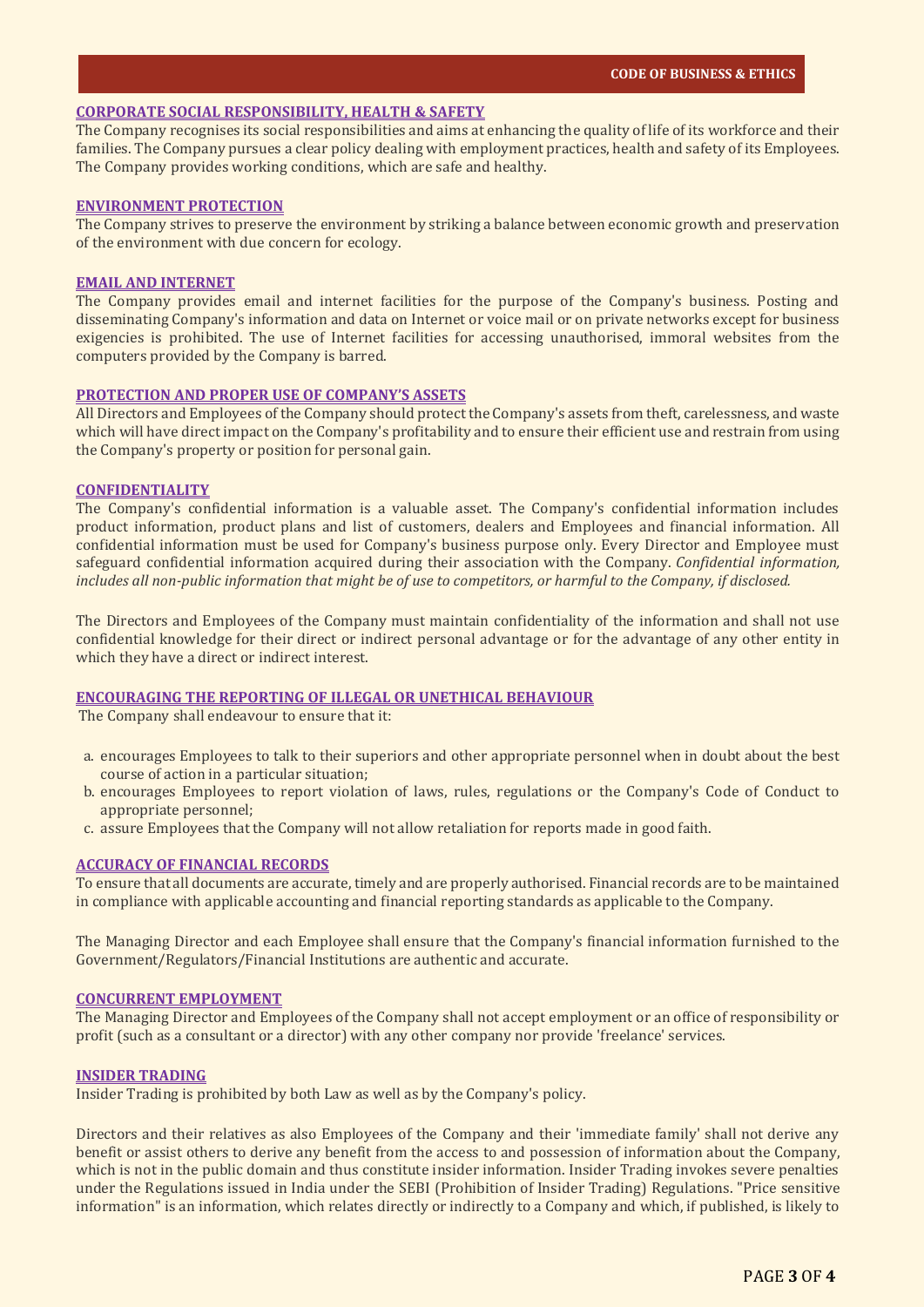## CORPORATE SOCIAL RESPONSIBILITY, HEALTH & SAFETY

The Company recognises its social responsibilities and aims at enhancing the quality of life of its workforce and their families. The Company pursues a clear policy dealing with employment practices, health and safety of its Employees. The Company provides working conditions, which are safe and healthy.

## ENVIRONMENT PROTECTION

The Company strives to preserve the environment by striking a balance between economic growth and preservation of the environment with due concern for ecology.

## EMAIL AND INTERNET

The Company provides email and internet facilities for the purpose of the Company's business. Posting and disseminating Company's information and data on Internet or voice mail or on private networks except for business exigencies is prohibited. The use of Internet facilities for accessing unauthorised, immoral websites from the computers provided by the Company is barred.

## PROTECTION AND PROPER USE OF COMPANY'S ASSETS

All Directors and Employees of the Company should protect the Company's assets from theft, carelessness, and waste which will have direct impact on the Company's profitability and to ensure their efficient use and restrain from using the Company's property or position for personal gain.

## CONFIDENTIALITY

The Company's confidential information is a valuable asset. The Company's confidential information includes product information, product plans and list of customers, dealers and Employees and financial information. All confidential information must be used for Company's business purpose only. Every Director and Employee must safeguard confidential information acquired during their association with the Company. *Confidential information, includes all non-public information that might be of use to competitors, or harmful to the Company, if disclosed.*

The Directors and Employees of the Company must maintain confidentiality of the information and shall not use confidential knowledge for their direct or indirect personal advantage or for the advantage of any other entity in which they have a direct or indirect interest.

## ENCOURAGING THE REPORTING OF ILLEGAL OR UNETHICAL BEHAVIOUR

The Company shall endeavour to ensure that it:

a. encourages Employees to talk to their superiors and other appropriate personnel when in doubt about the best course of action in a particular situation;
b. encourages Employees to report violation of laws, rules, regulations or the Company's Code of Conduct to appropriate personnel;
c. assure Employees that the Company will not allow retaliation for reports made in good faith.

## ACCURACY OF FINANCIAL RECORDS

To ensure that all documents are accurate, timely and are properly authorised. Financial records are to be maintained in compliance with applicable accounting and financial reporting standards as applicable to the Company.

The Managing Director and each Employee shall ensure that the Company's financial information furnished to the Government/Regulators/Financial Institutions are authentic and accurate.

## CONCURRENT EMPLOYMENT

The Managing Director and Employees of the Company shall not accept employment or an office of responsibility or profit (such as a consultant or a director) with any other company nor provide 'freelance' services.

## INSIDER TRADING

Insider Trading is prohibited by both Law as well as by the Company's policy.

Directors and their relatives as also Employees of the Company and their 'immediate family' shall not derive any benefit or assist others to derive any benefit from the access to and possession of information about the Company, which is not in the public domain and thus constitute insider information. Insider Trading invokes severe penalties under the Regulations issued in India under the SEBI (Prohibition of Insider Trading) Regulations. "Price sensitive information" is an information, which relates directly or indirectly to a Company and which, if published, is likely to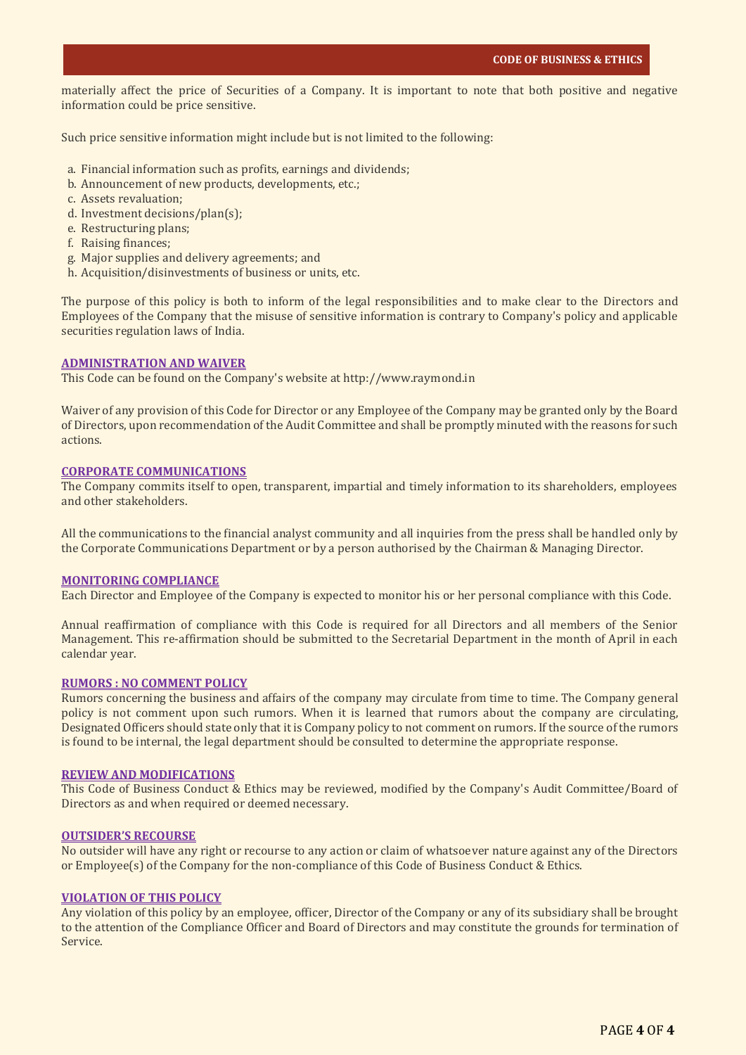materially affect the price of Securities of a Company. It is important to note that both positive and negative information could be price sensitive.

Such price sensitive information might include but is not limited to the following:

a. Financial information such as profits, earnings and dividends;
b. Announcement of new products, developments, etc.;
c. Assets revaluation;
d. Investment decisions/plan(s);
e. Restructuring plans;
f. Raising finances;
g. Major supplies and delivery agreements; and
h. Acquisition/disinvestments of business or units, etc.

The purpose of this policy is both to inform of the legal responsibilities and to make clear to the Directors and Employees of the Company that the misuse of sensitive information is contrary to Company's policy and applicable securities regulation laws of India.

## ADMINISTRATION AND WAIVER

This Code can be found on the Company's website at http://www.raymond.in

Waiver of any provision of this Code for Director or any Employee of the Company may be granted only by the Board of Directors, upon recommendation of the Audit Committee and shall be promptly minuted with the reasons for such actions.

## CORPORATE COMMUNICATIONS

The Company commits itself to open, transparent, impartial and timely information to its shareholders, employees and other stakeholders.

All the communications to the financial analyst community and all inquiries from the press shall be handled only by the Corporate Communications Department or by a person authorised by the Chairman & Managing Director.

## MONITORING COMPLIANCE

Each Director and Employee of the Company is expected to monitor his or her personal compliance with this Code.

Annual reaffirmation of compliance with this Code is required for all Directors and all members of the Senior Management. This re-affirmation should be submitted to the Secretarial Department in the month of April in each calendar year.

## RUMORS : NO COMMENT POLICY

Rumors concerning the business and affairs of the company may circulate from time to time. The Company general policy is not comment upon such rumors. When it is learned that rumors about the company are circulating, Designated Officers should state only that it is Company policy to not comment on rumors. If the source of the rumors is found to be internal, the legal department should be consulted to determine the appropriate response.

## REVIEW AND MODIFICATIONS

This Code of Business Conduct & Ethics may be reviewed, modified by the Company's Audit Committee/Board of Directors as and when required or deemed necessary.

## OUTSIDER'S RECOURSE

No outsider will have any right or recourse to any action or claim of whatsoever nature against any of the Directors or Employee(s) of the Company for the non-compliance of this Code of Business Conduct & Ethics.

## VIOLATION OF THIS POLICY

Any violation of this policy by an employee, officer, Director of the Company or any of its subsidiary shall be brought to the attention of the Compliance Officer and Board of Directors and may constitute the grounds for termination of Service.